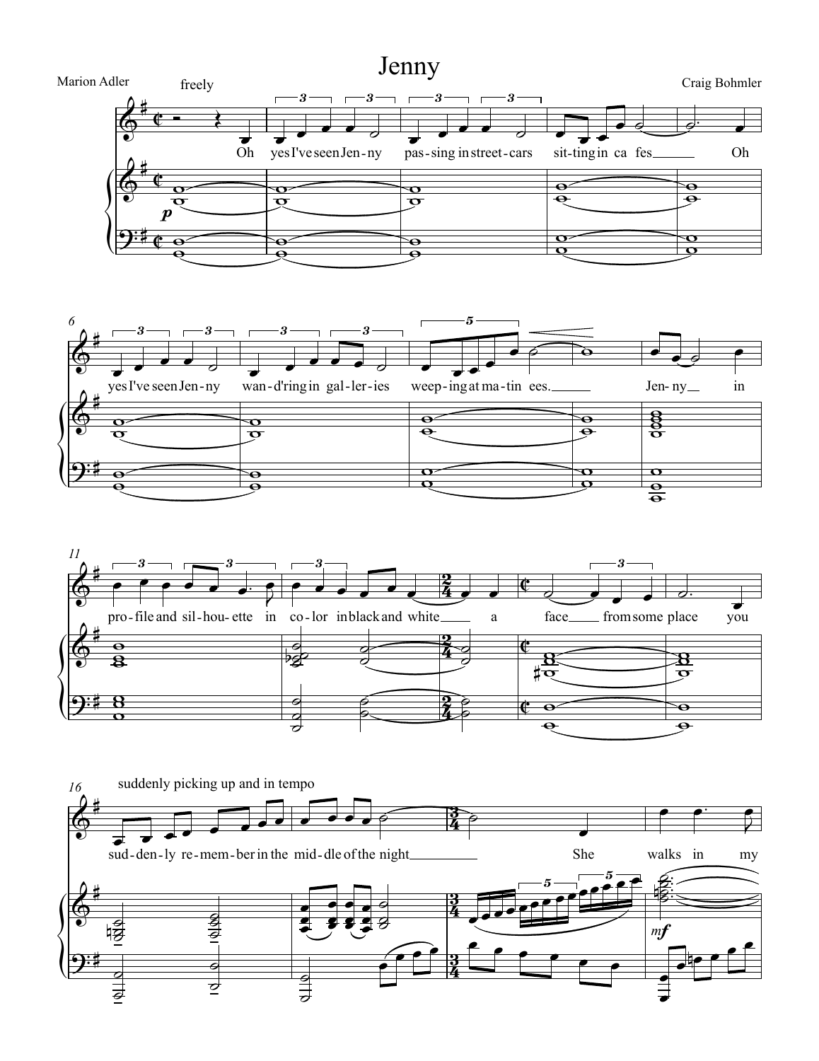# Jenny

Marion Adler

Craig Bohmler

freely

Oh yes I've seen Jen-ny pas-sing in street-cars sit-ting in ca fes Oh yes I've seen Jen-ny wan-d'ring in gal-ler-ies weep-ing at ma-tin ees. Jen-ny in pro-file and sil-hou-ette in co-lor in black and white a face from some place you

suddenly picking up and in tempo

sud-den-ly re-mem-ber in the mid-dle of the night She walks in my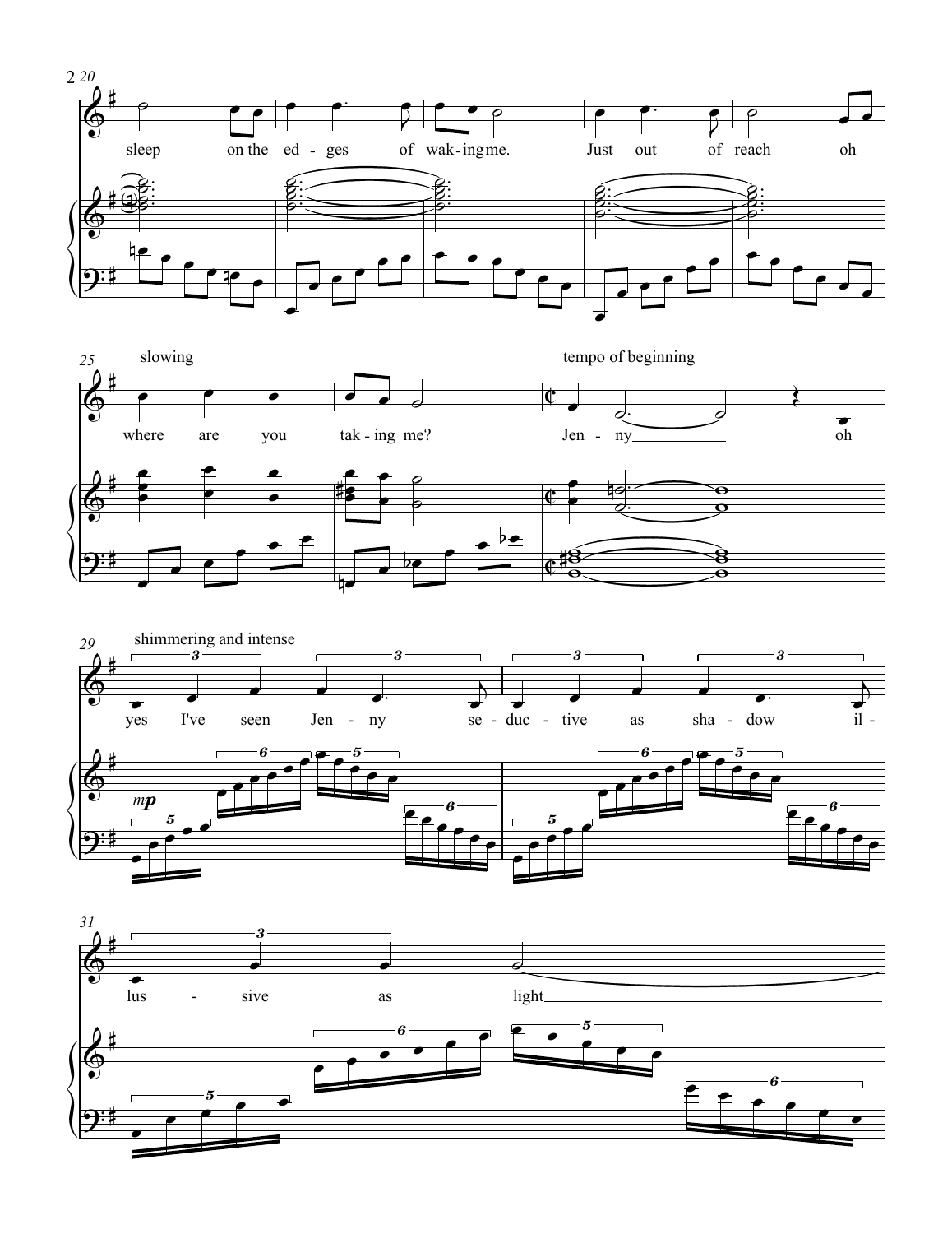20

sleep on the edges of waking me. Just out of reach oh

25 slowing

where are you taking me?

tempo of beginning

Jenny oh

29 shimmering and intense

*mp*

yes I've seen Jenny seductive as shadow il-

31

lusive as light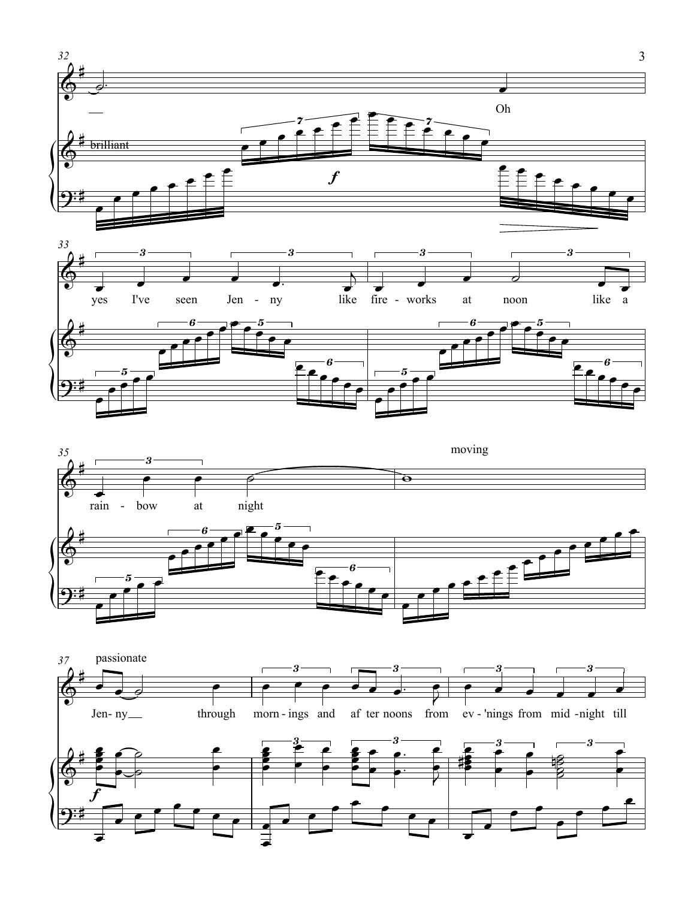brilliant

Oh

yes I've seen Jen - ny like fire - works at noon like a

rain - bow at night

moving

passionate

Jen - ny through morn - ings and af ter noons from ev - 'nings from mid - night till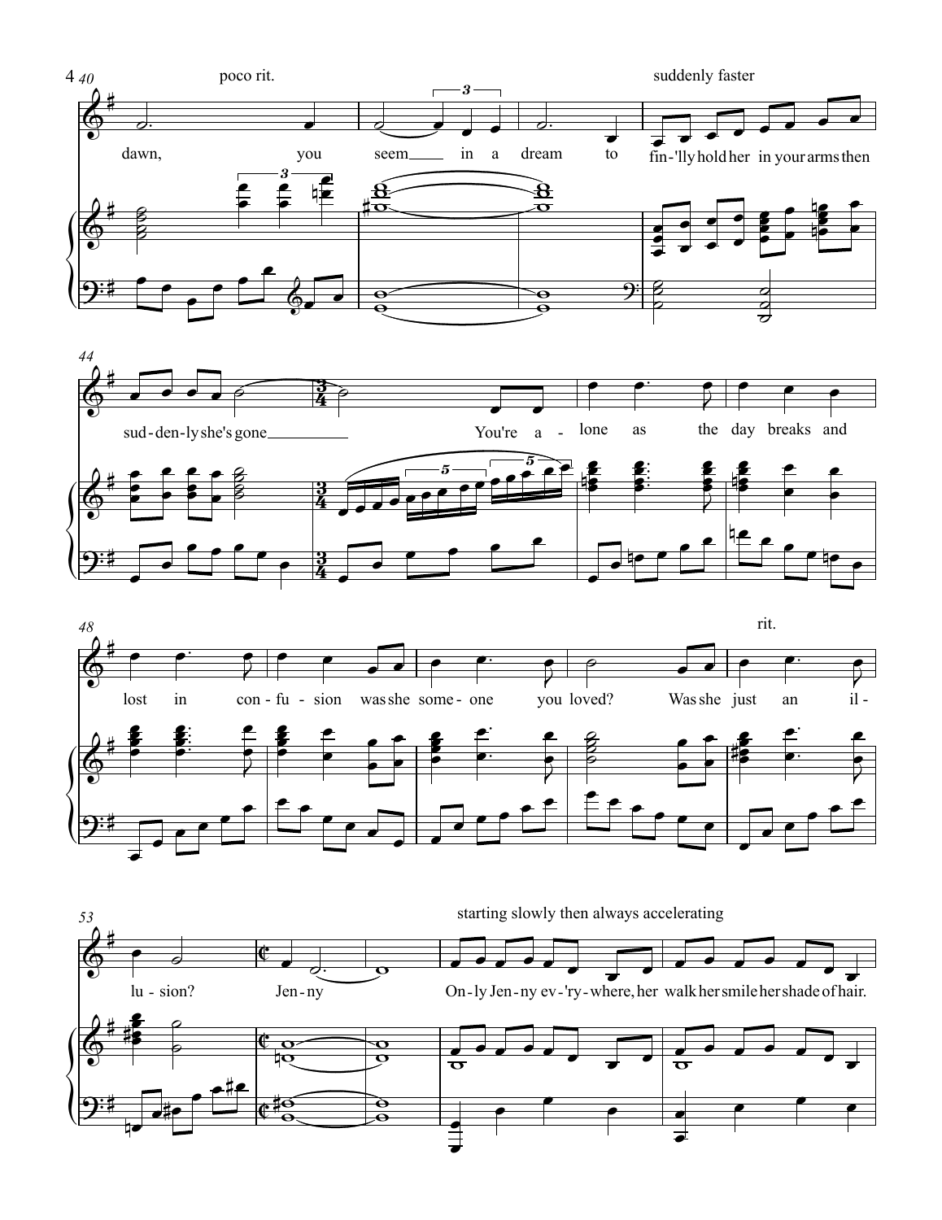poco rit.

suddenly faster

dawn, you seem in a dream to fin-'lly hold her in your arms then

sud-den-ly she's gone You're a - lone as the day breaks and

rit.

lost in con-fu-sion was she some-one you loved? Was she just an il-

starting slowly then always accelerating

lu-sion? Jen-ny On-ly Jen-ny ev-'ry-where, her walk her smile her shade of hair.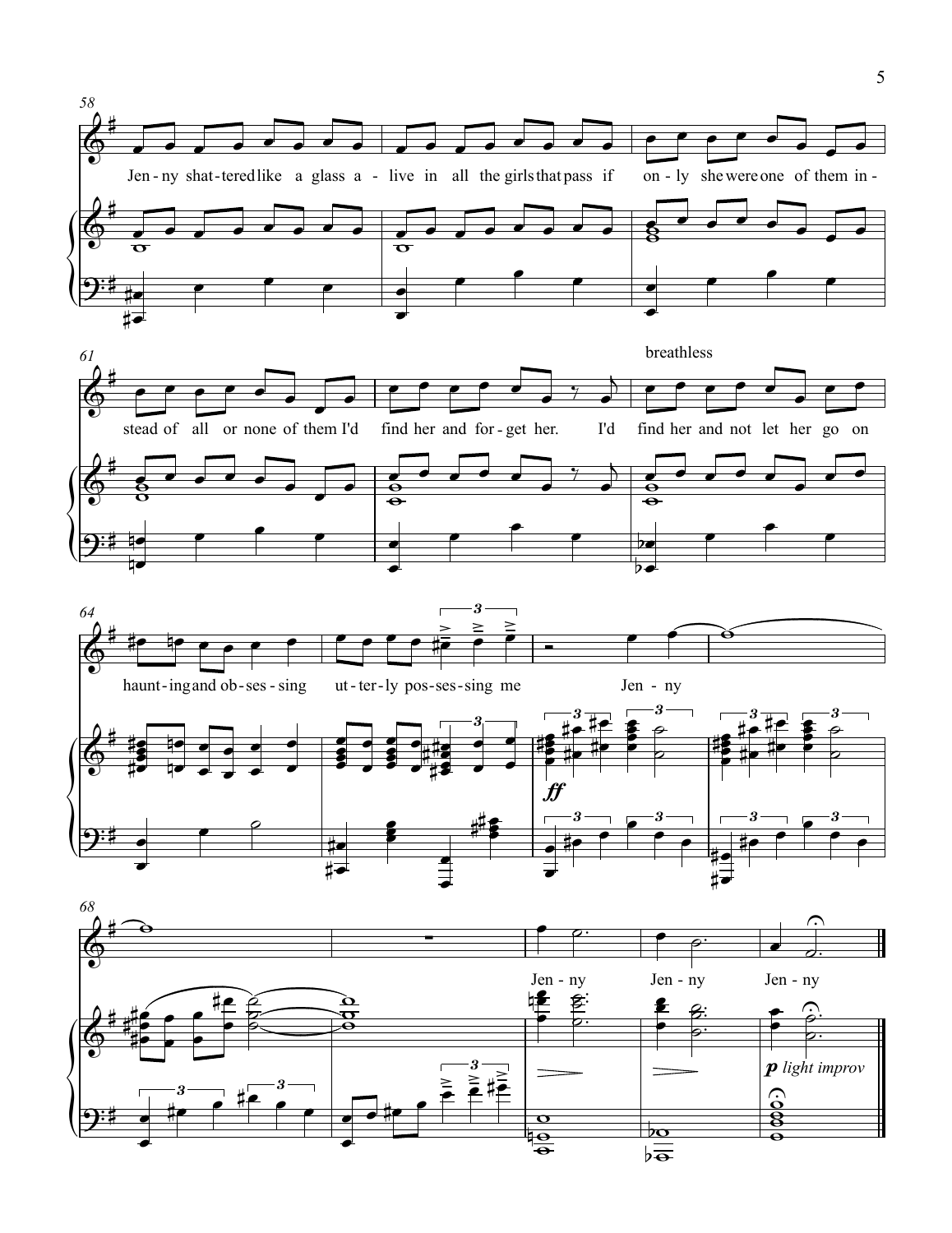58

Jen - ny shat - tered like a glass a - live in all the girls that pass if on - ly she were one of them in -

61

breathless

stead of all or none of them I'd find her and for - get her. I'd find her and not let her go on

64

haunt - ing and ob - ses - sing ut - ter - ly pos - ses - sing me Jen - ny

*ff*

68

Jen - ny Jen - ny Jen - ny

*p light improv*